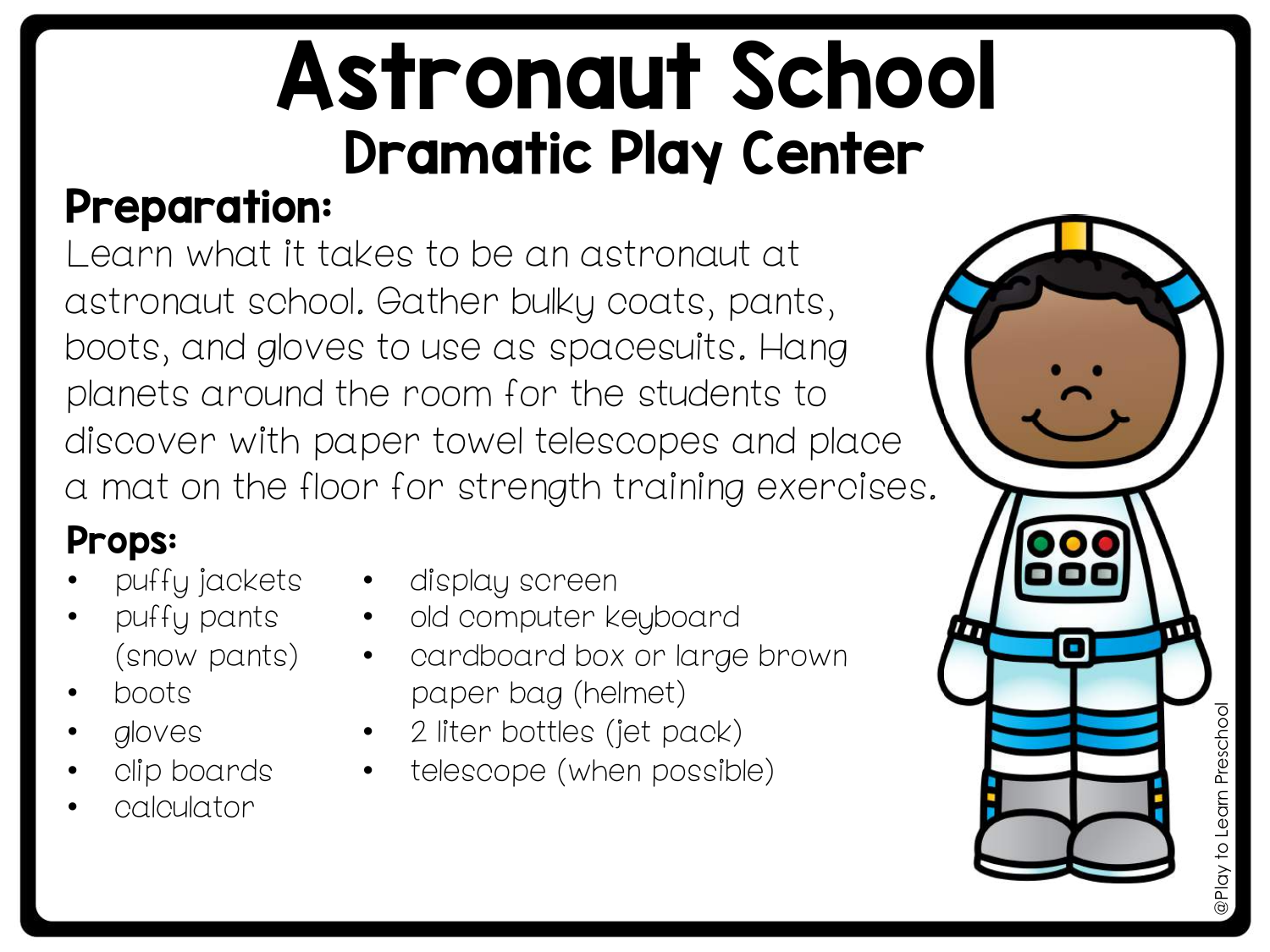# Astronaut School

## Dramatic Play Center

### Preparation:

Learn what it takes to be an astronaut at astronaut school. Gather bulky coats, pants, boots, and gloves to use as spacesuits. Hang planets around the room for the students to discover with paper towel telescopes and place a mat on the floor for strength training exercises.

### Props:

- puffy jackets
- puffy pants (snow pants)
- boots
- gloves
- clip boards
- calculator
- display screen
- old computer keyboard
- cardboard box or large brown paper bag (helmet)
- 2 liter bottles (jet pack)
- telescope (when possible)

@Play to Learn Preschool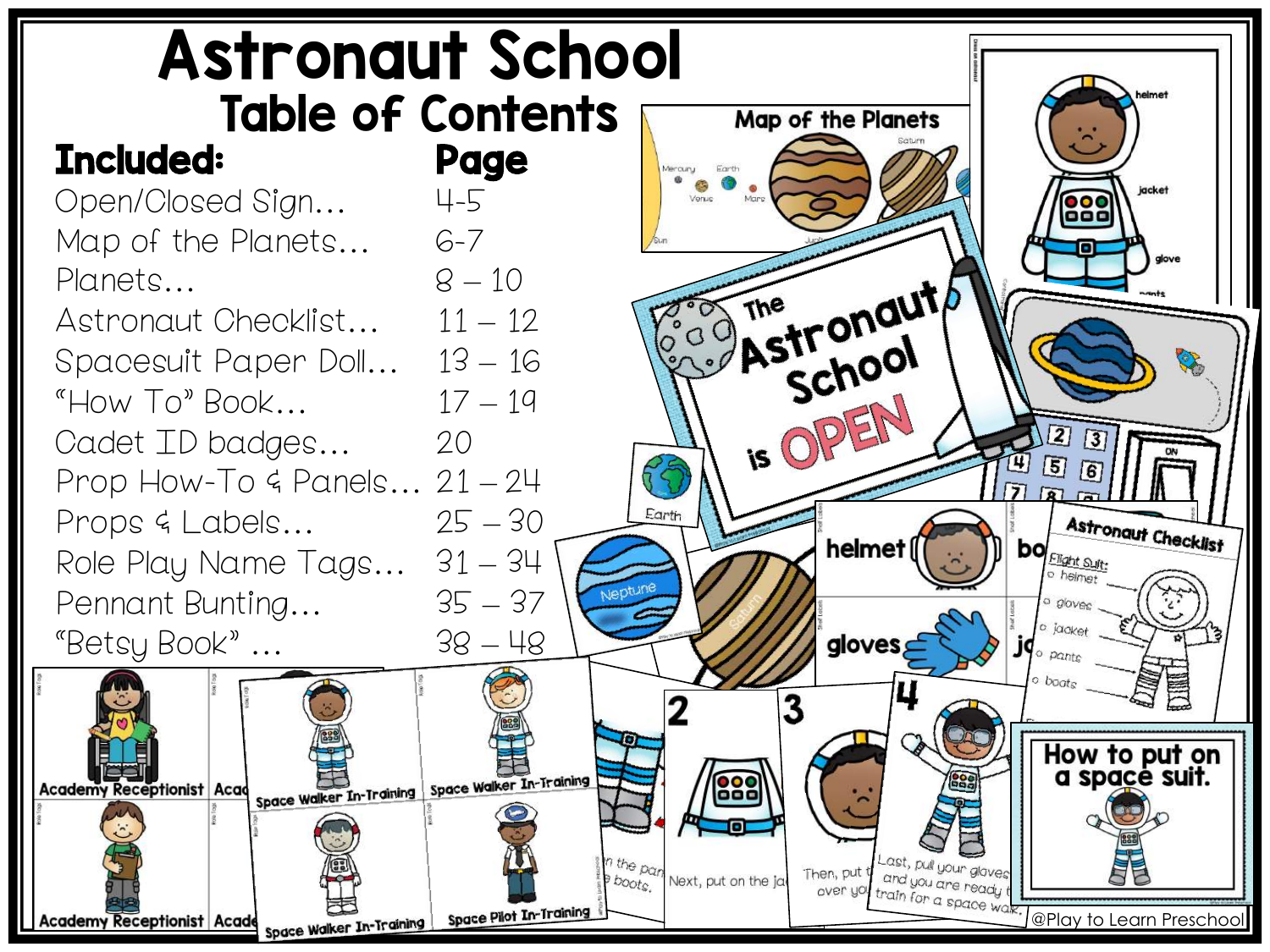# Astronaut School

## Table of Contents

| Included: | Page |
| --- | --- |
| Open/Closed Sign… | 4-5 |
| Map of the Planets… | 6-7 |
| Planets… | 8 – 10 |
| Astronaut Checklist… | 11 – 12 |
| Spacesuit Paper Doll… | 13 – 16 |
| "How To" Book… | 17 – 19 |
| Cadet ID badges… | 20 |
| Prop How-To & Panels… | 21 – 24 |
| Props & Labels… | 25 – 30 |
| Role Play Name Tags… | 31 – 34 |
| Pennant Bunting… | 35 – 37 |
| "Betsy Book" … | 38 – 48 |

@Play to Learn Preschool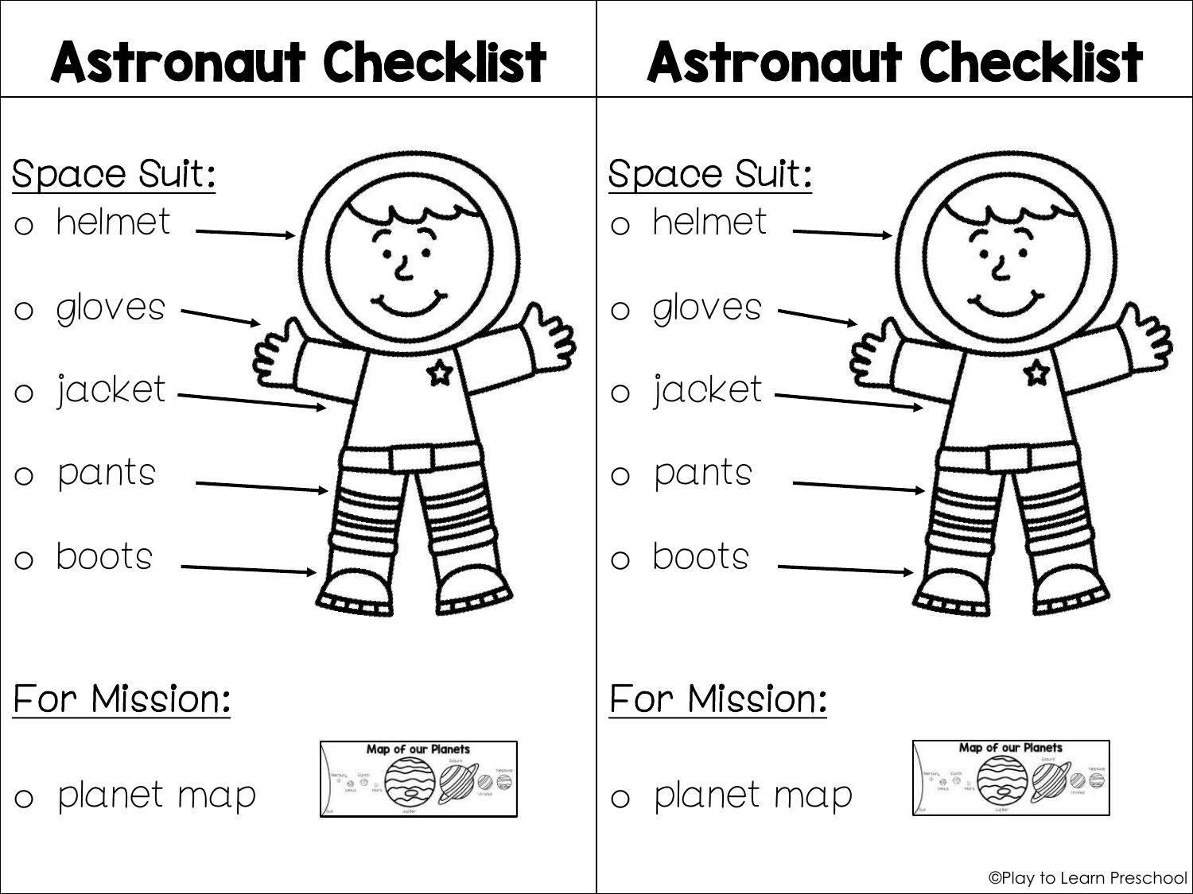# Astronaut Checklist

## Space Suit:

- o helmet
- o gloves
- o jacket
- o pants
- o boots

## For Mission:

- o planet map

# Astronaut Checklist

## Space Suit:

- o helmet
- o gloves
- o jacket
- o pants
- o boots

## For Mission:

- o planet map

©Play to Learn Preschool